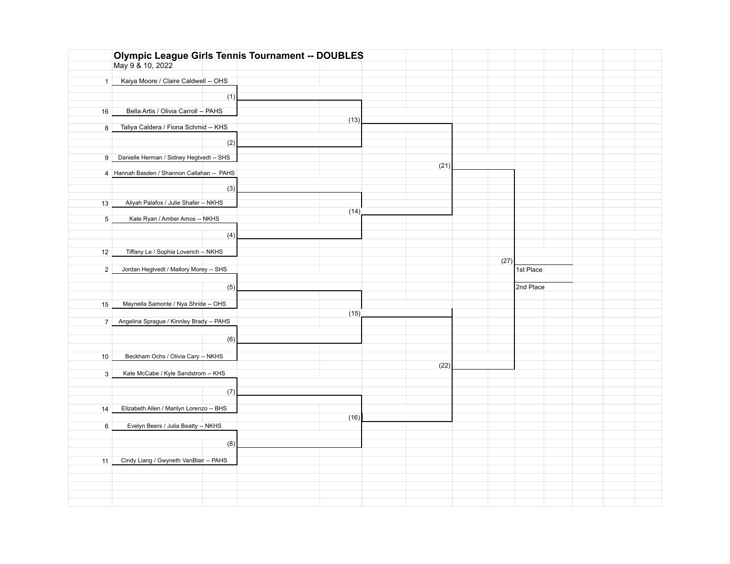# Olympic League Girls Tennis Tournament -- DOUBLES

May 9 & 10, 2022

| Seed | Team |
|---|---|
| 1 | Kaiya Moore / Claire Caldwell -- OHS |
| 16 | Bella Artis / Olivia Carroll -- PAHS |
| 8 | Taliya Caldera / Fiona Schmid -- KHS |
| 9 | Danielle Herman / Sidney Hegtvedt -- SHS |
| 4 | Hannah Basden / Shannon Callahan -- PAHS |
| 13 | Aliyah Palafox / Julie Shafer -- NKHS |
| 5 | Kate Ryan / Amber Amos -- NKHS |
| 12 | Tiffany Le / Sophia Loverich -- NKHS |
| 2 | Jordan Hegtvedt / Mallory Morey -- SHS |
| 15 | Maynella Samonte / Nya Shride -- OHS |
| 7 | Angelina Sprague / Kinnley Brady -- PAHS |
| 10 | Beckham Ochs / Olivia Cary -- NKHS |
| 3 | Kate McCabe / Kyle Sandstrom -- KHS |
| 14 | Elizabeth Allen / Marilyn Lorenzo -- BHS |
| 6 | Evelyn Beers / Julia Beatty -- NKHS |
| 11 | Cindy Liang / Gwyneth VanBlair -- PAHS |

| Match | Participants |
|---|---|
| (1) | 1 vs. 16 |
| (2) | 8 vs. 9 |
| (3) | 4 vs. 13 |
| (4) | 5 vs. 12 |
| (5) | 2 vs. 15 |
| (6) | 7 vs. 10 |
| (7) | 3 vs. 14 |
| (8) | 6 vs. 11 |
| (13) | Winner (1) vs. Winner (2) |
| (14) | Winner (3) vs. Winner (4) |
| (15) | Winner (5) vs. Winner (6) |
| (16) | Winner (7) vs. Winner (8) |
| (21) | Winner (13) vs. Winner (14) |
| (22) | Winner (15) vs. Winner (16) |
| (27) | Winner (21) vs. Winner (22) |

1st Place

2nd Place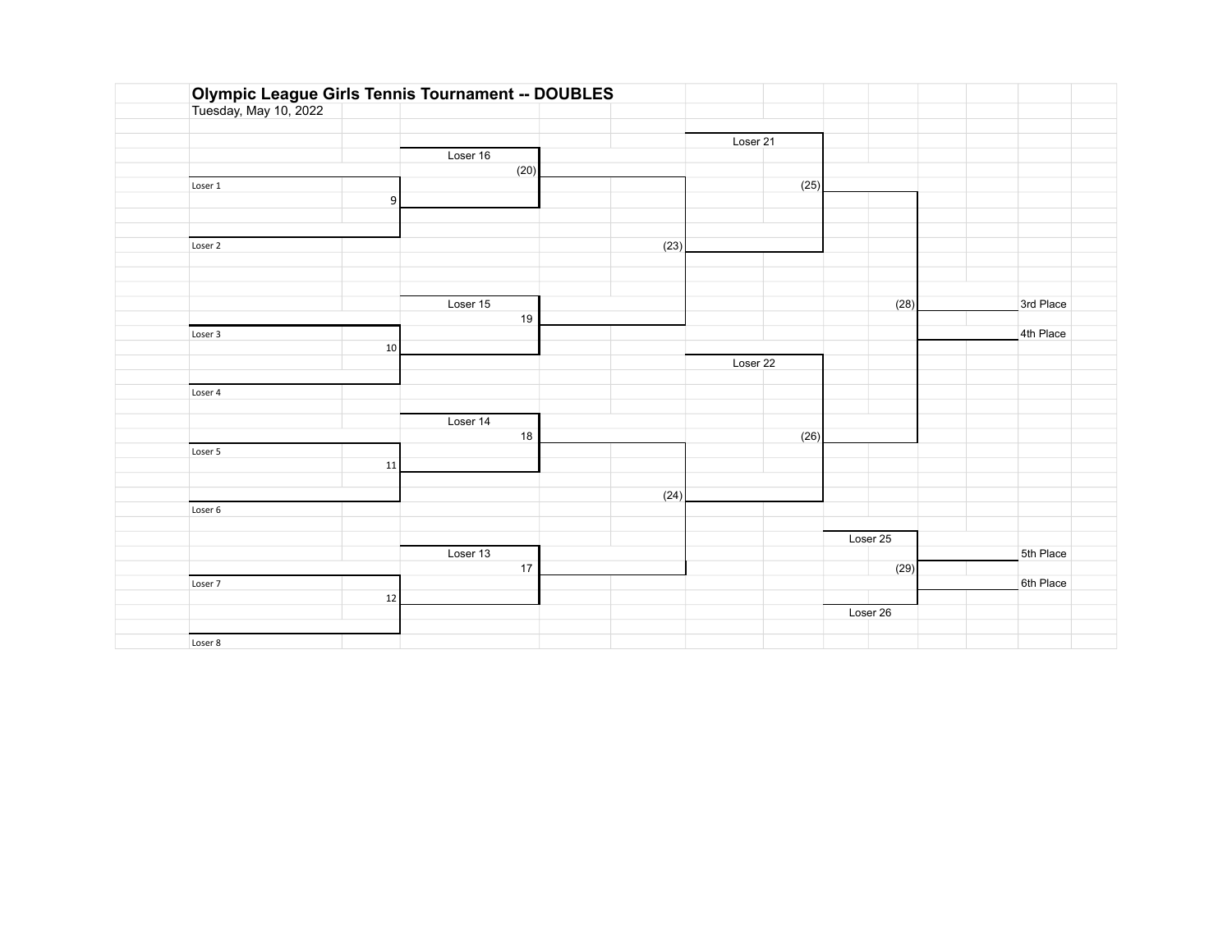# Olympic League Girls Tennis Tournament -- DOUBLES

Tuesday, May 10, 2022

Loser 16

(20)

Loser 1

9

Loser 2

Loser 21

(25)

(23)

Loser 15

19

Loser 3

10

Loser 4

(28)

3rd Place

4th Place

Loser 22

Loser 14

18

Loser 5

11

Loser 6

(26)

(24)

Loser 13

17

Loser 7

12

Loser 8

Loser 25

(29)

5th Place

6th Place

Loser 26